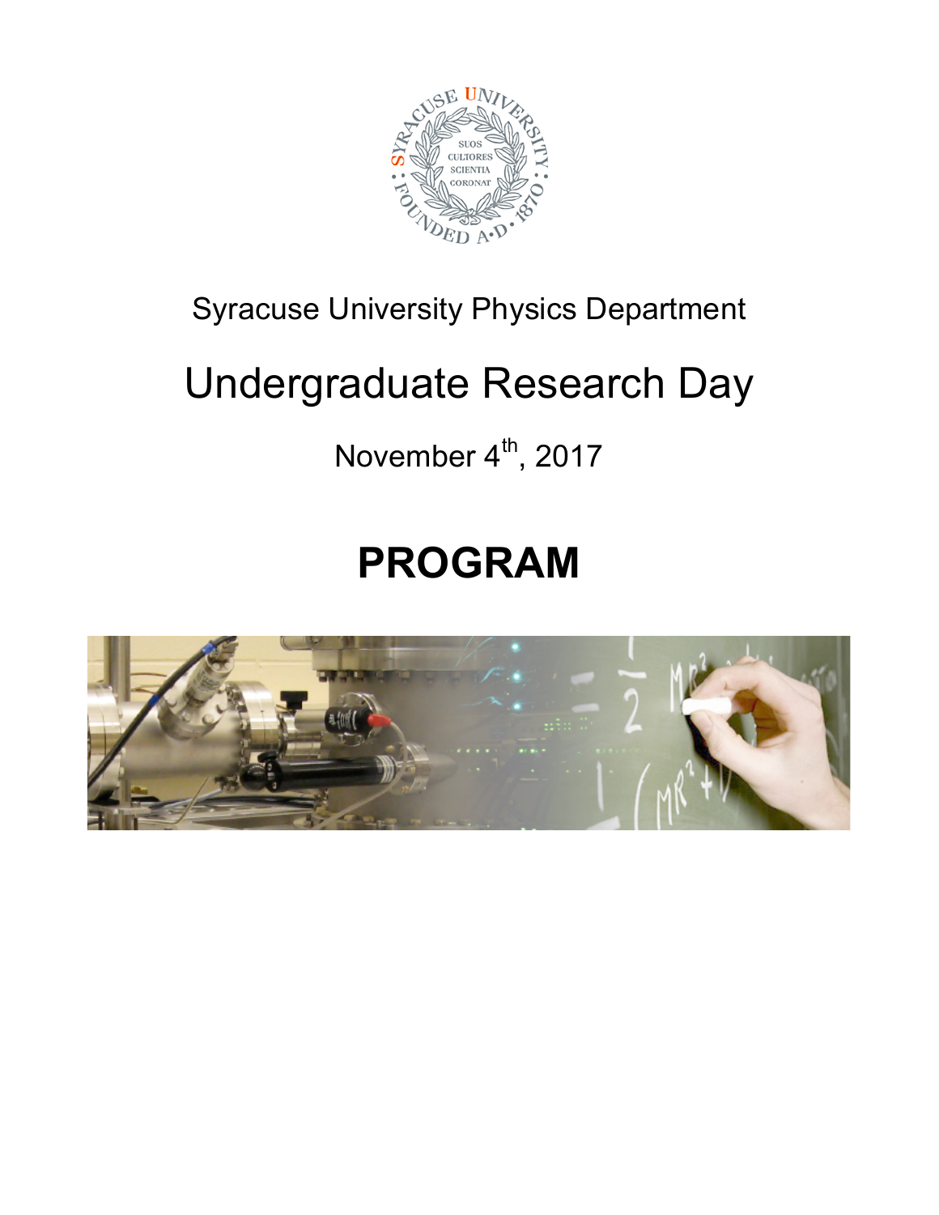Syracuse University Physics Department

# Undergraduate Research Day

November 4th, 2017

# PROGRAM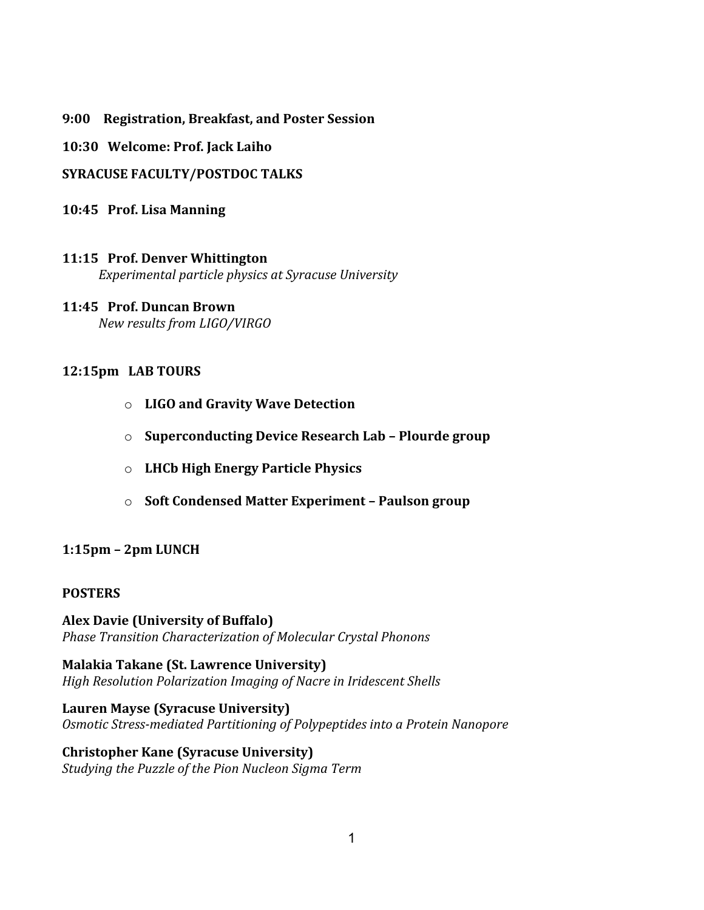**9:00 Registration, Breakfast, and Poster Session**

**10:30 Welcome: Prof. Jack Laiho**

**SYRACUSE FACULTY/POSTDOC TALKS**

**10:45 Prof. Lisa Manning**

**11:15 Prof. Denver Whittington**
*Experimental particle physics at Syracuse University*

**11:45 Prof. Duncan Brown**
*New results from LIGO/VIRGO*

**12:15pm LAB TOURS**

- **LIGO and Gravity Wave Detection**
- **Superconducting Device Research Lab – Plourde group**
- **LHCb High Energy Particle Physics**
- **Soft Condensed Matter Experiment – Paulson group**

**1:15pm – 2pm LUNCH**

**POSTERS**

**Alex Davie (University of Buffalo)**
*Phase Transition Characterization of Molecular Crystal Phonons*

**Malakia Takane (St. Lawrence University)**
*High Resolution Polarization Imaging of Nacre in Iridescent Shells*

**Lauren Mayse (Syracuse University)**
*Osmotic Stress-mediated Partitioning of Polypeptides into a Protein Nanopore*

**Christopher Kane (Syracuse University)**
*Studying the Puzzle of the Pion Nucleon Sigma Term*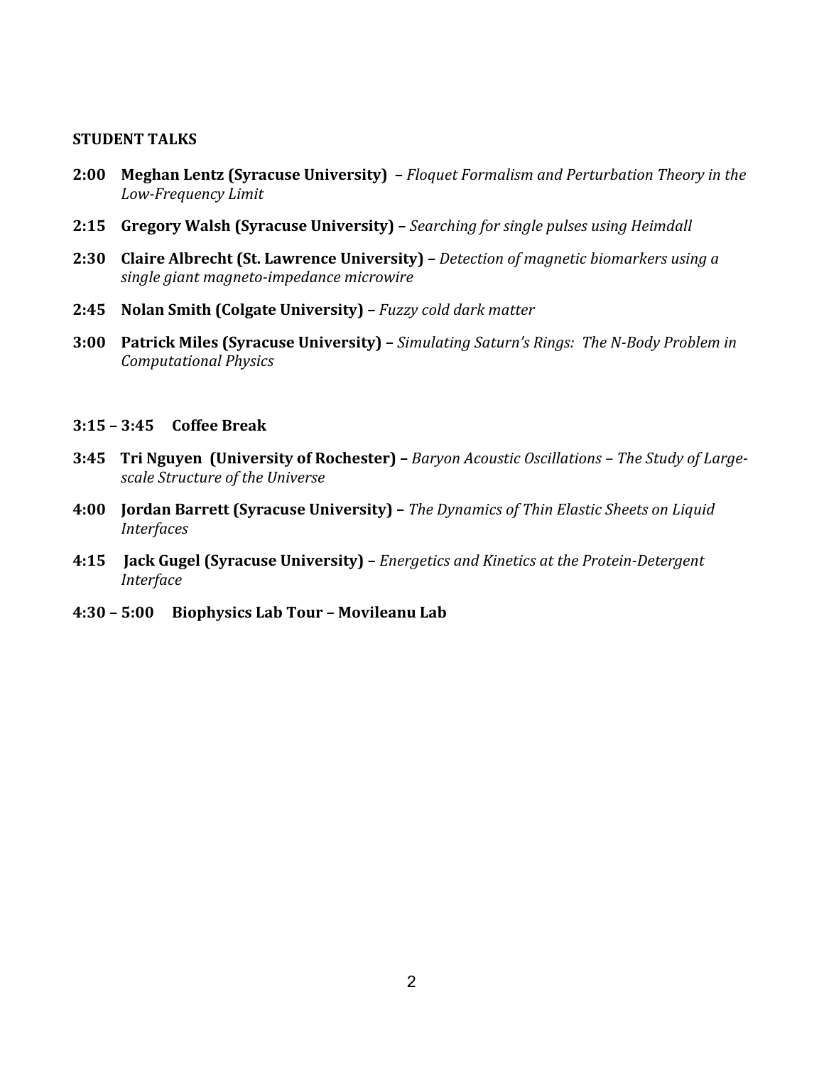**STUDENT TALKS**

**2:00 Meghan Lentz (Syracuse University)** – *Floquet Formalism and Perturbation Theory in the Low-Frequency Limit*

**2:15 Gregory Walsh (Syracuse University)** – *Searching for single pulses using Heimdall*

**2:30 Claire Albrecht (St. Lawrence University)** – *Detection of magnetic biomarkers using a single giant magneto-impedance microwire*

**2:45 Nolan Smith (Colgate University)** – *Fuzzy cold dark matter*

**3:00 Patrick Miles (Syracuse University)** – *Simulating Saturn's Rings: The N-Body Problem in Computational Physics*

**3:15 – 3:45 Coffee Break**

**3:45 Tri Nguyen (University of Rochester)** – *Baryon Acoustic Oscillations – The Study of Large-scale Structure of the Universe*

**4:00 Jordan Barrett (Syracuse University)** – *The Dynamics of Thin Elastic Sheets on Liquid Interfaces*

**4:15 Jack Gugel (Syracuse University)** – *Energetics and Kinetics at the Protein-Detergent Interface*

**4:30 – 5:00 Biophysics Lab Tour – Movileanu Lab**